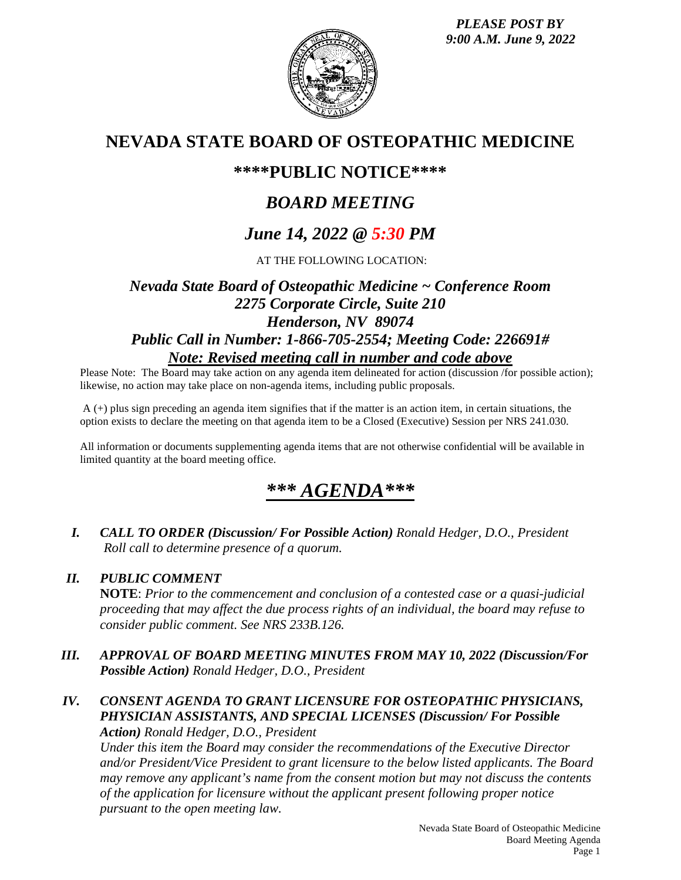*PLEASE POST BY*
*9:00 A.M. June 9, 2022*

# NEVADA STATE BOARD OF OSTEOPATHIC MEDICINE

## ****PUBLIC NOTICE****

## *BOARD MEETING*

## *June 14, 2022 @ 5:30 PM*

AT THE FOLLOWING LOCATION:

### *Nevada State Board of Osteopathic Medicine ~ Conference Room*
### *2275 Corporate Circle, Suite 210*
### *Henderson, NV 89074*
### *Public Call in Number: 1-866-705-2554; Meeting Code: 226691#*
### *Note: Revised meeting call in number and code above*

Please Note: The Board may take action on any agenda item delineated for action (discussion /for possible action); likewise, no action may take place on non-agenda items, including public proposals.

A (+) plus sign preceding an agenda item signifies that if the matter is an action item, in certain situations, the option exists to declare the meeting on that agenda item to be a Closed (Executive) Session per NRS 241.030.

All information or documents supplementing agenda items that are not otherwise confidential will be available in limited quantity at the board meeting office.

# *** AGENDA***

**I.** ***CALL TO ORDER (Discussion/ For Possible Action)*** *Ronald Hedger, D.O., President*
*Roll call to determine presence of a quorum.*

**II.** ***PUBLIC COMMENT***
**NOTE**: *Prior to the commencement and conclusion of a contested case or a quasi-judicial proceeding that may affect the due process rights of an individual, the board may refuse to consider public comment. See NRS 233B.126.*

**III.** ***APPROVAL OF BOARD MEETING MINUTES FROM MAY 10, 2022 (Discussion/For Possible Action)*** *Ronald Hedger, D.O., President*

**IV.** ***CONSENT AGENDA TO GRANT LICENSURE FOR OSTEOPATHIC PHYSICIANS, PHYSICIAN ASSISTANTS, AND SPECIAL LICENSES (Discussion/ For Possible Action)*** *Ronald Hedger, D.O., President*
*Under this item the Board may consider the recommendations of the Executive Director and/or President/Vice President to grant licensure to the below listed applicants. The Board may remove any applicant's name from the consent motion but may not discuss the contents of the application for licensure without the applicant present following proper notice pursuant to the open meeting law.*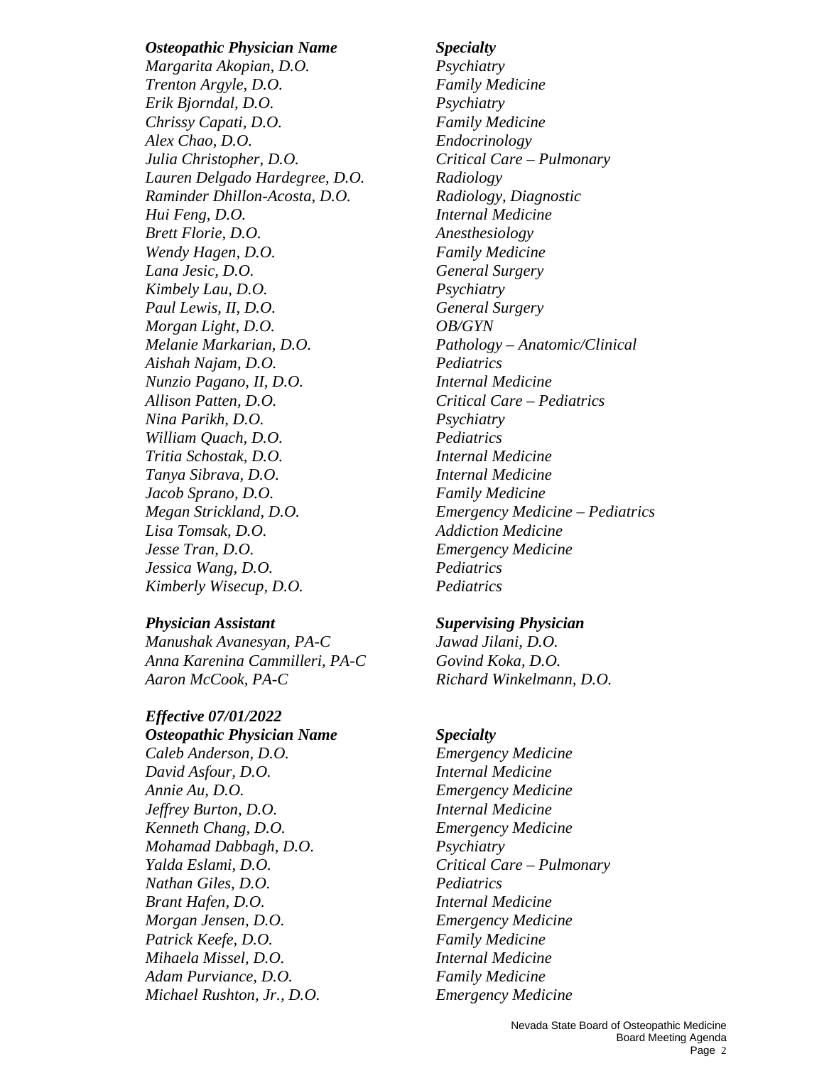| *Osteopathic Physician Name* | *Specialty* |
|---|---|
| *Margarita Akopian, D.O.* | *Psychiatry* |
| *Trenton Argyle, D.O.* | *Family Medicine* |
| *Erik Bjorndal, D.O.* | *Psychiatry* |
| *Chrissy Capati, D.O.* | *Family Medicine* |
| *Alex Chao, D.O.* | *Endocrinology* |
| *Julia Christopher, D.O.* | *Critical Care – Pulmonary* |
| *Lauren Delgado Hardegree, D.O.* | *Radiology* |
| *Raminder Dhillon-Acosta, D.O.* | *Radiology, Diagnostic* |
| *Hui Feng, D.O.* | *Internal Medicine* |
| *Brett Florie, D.O.* | *Anesthesiology* |
| *Wendy Hagen, D.O.* | *Family Medicine* |
| *Lana Jesic, D.O.* | *General Surgery* |
| *Kimbely Lau, D.O.* | *Psychiatry* |
| *Paul Lewis, II, D.O.* | *General Surgery* |
| *Morgan Light, D.O.* | *OB/GYN* |
| *Melanie Markarian, D.O.* | *Pathology – Anatomic/Clinical* |
| *Aishah Najam, D.O.* | *Pediatrics* |
| *Nunzio Pagano, II, D.O.* | *Internal Medicine* |
| *Allison Patten, D.O.* | *Critical Care – Pediatrics* |
| *Nina Parikh, D.O.* | *Psychiatry* |
| *William Quach, D.O.* | *Pediatrics* |
| *Tritia Schostak, D.O.* | *Internal Medicine* |
| *Tanya Sibrava, D.O.* | *Internal Medicine* |
| *Jacob Sprano, D.O.* | *Family Medicine* |
| *Megan Strickland, D.O.* | *Emergency Medicine – Pediatrics* |
| *Lisa Tomsak, D.O.* | *Addiction Medicine* |
| *Jesse Tran, D.O.* | *Emergency Medicine* |
| *Jessica Wang, D.O.* | *Pediatrics* |
| *Kimberly Wisecup, D.O.* | *Pediatrics* |

| *Physician Assistant* | *Supervising Physician* |
|---|---|
| *Manushak Avanesyan, PA-C* | *Jawad Jilani, D.O.* |
| *Anna Karenina Cammilleri, PA-C* | *Govind Koka, D.O.* |
| *Aaron McCook, PA-C* | *Richard Winkelmann, D.O.* |

***Effective 07/01/2022***

| *Osteopathic Physician Name* | *Specialty* |
|---|---|
| *Caleb Anderson, D.O.* | *Emergency Medicine* |
| *David Asfour, D.O.* | *Internal Medicine* |
| *Annie Au, D.O.* | *Emergency Medicine* |
| *Jeffrey Burton, D.O.* | *Internal Medicine* |
| *Kenneth Chang, D.O.* | *Emergency Medicine* |
| *Mohamad Dabbagh, D.O.* | *Psychiatry* |
| *Yalda Eslami, D.O.* | *Critical Care – Pulmonary* |
| *Nathan Giles, D.O.* | *Pediatrics* |
| *Brant Hafen, D.O.* | *Internal Medicine* |
| *Morgan Jensen, D.O.* | *Emergency Medicine* |
| *Patrick Keefe, D.O.* | *Family Medicine* |
| *Mihaela Missel, D.O.* | *Internal Medicine* |
| *Adam Purviance, D.O.* | *Family Medicine* |
| *Michael Rushton, Jr., D.O.* | *Emergency Medicine* |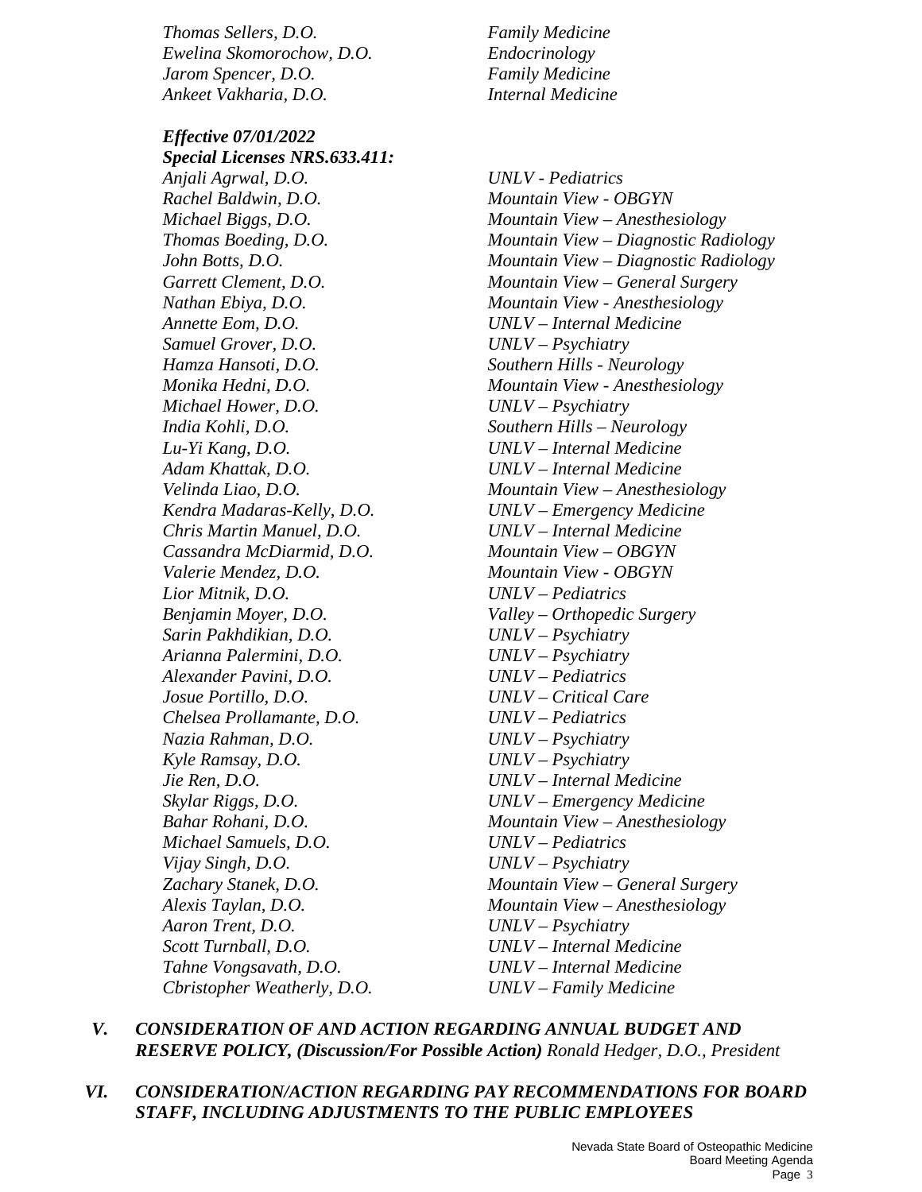*Thomas Sellers, D.O.* | *Family Medicine*
*Ewelina Skomorochow, D.O.* | *Endocrinology*
*Jarom Spencer, D.O.* | *Family Medicine*
*Ankeet Vakharia, D.O.* | *Internal Medicine*

***Effective 07/01/2022***
***Special Licenses NRS.633.411:***

| Name | Program |
|---|---|
| *Anjali Agrwal, D.O.* | *UNLV - Pediatrics* |
| *Rachel Baldwin, D.O.* | *Mountain View - OBGYN* |
| *Michael Biggs, D.O.* | *Mountain View – Anesthesiology* |
| *Thomas Boeding, D.O.* | *Mountain View – Diagnostic Radiology* |
| *John Botts, D.O.* | *Mountain View – Diagnostic Radiology* |
| *Garrett Clement, D.O.* | *Mountain View – General Surgery* |
| *Nathan Ebiya, D.O.* | *Mountain View - Anesthesiology* |
| *Annette Eom, D.O.* | *UNLV – Internal Medicine* |
| *Samuel Grover, D.O.* | *UNLV – Psychiatry* |
| *Hamza Hansoti, D.O.* | *Southern Hills - Neurology* |
| *Monika Hedni, D.O.* | *Mountain View - Anesthesiology* |
| *Michael Hower, D.O.* | *UNLV – Psychiatry* |
| *India Kohli, D.O.* | *Southern Hills – Neurology* |
| *Lu-Yi Kang, D.O.* | *UNLV – Internal Medicine* |
| *Adam Khattak, D.O.* | *UNLV – Internal Medicine* |
| *Velinda Liao, D.O.* | *Mountain View – Anesthesiology* |
| *Kendra Madaras-Kelly, D.O.* | *UNLV – Emergency Medicine* |
| *Chris Martin Manuel, D.O.* | *UNLV – Internal Medicine* |
| *Cassandra McDiarmid, D.O.* | *Mountain View – OBGYN* |
| *Valerie Mendez, D.O.* | *Mountain View - OBGYN* |
| *Lior Mitnik, D.O.* | *UNLV – Pediatrics* |
| *Benjamin Moyer, D.O.* | *Valley – Orthopedic Surgery* |
| *Sarin Pakhdikian, D.O.* | *UNLV – Psychiatry* |
| *Arianna Palermini, D.O.* | *UNLV – Psychiatry* |
| *Alexander Pavini, D.O.* | *UNLV – Pediatrics* |
| *Josue Portillo, D.O.* | *UNLV – Critical Care* |
| *Chelsea Prollamante, D.O.* | *UNLV – Pediatrics* |
| *Nazia Rahman, D.O.* | *UNLV – Psychiatry* |
| *Kyle Ramsay, D.O.* | *UNLV – Psychiatry* |
| *Jie Ren, D.O.* | *UNLV – Internal Medicine* |
| *Skylar Riggs, D.O.* | *UNLV – Emergency Medicine* |
| *Bahar Rohani, D.O.* | *Mountain View – Anesthesiology* |
| *Michael Samuels, D.O.* | *UNLV – Pediatrics* |
| *Vijay Singh, D.O.* | *UNLV – Psychiatry* |
| *Zachary Stanek, D.O.* | *Mountain View – General Surgery* |
| *Alexis Taylan, D.O.* | *Mountain View – Anesthesiology* |
| *Aaron Trent, D.O.* | *UNLV – Psychiatry* |
| *Scott Turnball, D.O.* | *UNLV – Internal Medicine* |
| *Tahne Vongsavath, D.O.* | *UNLV – Internal Medicine* |
| *Cbristopher Weatherly, D.O.* | *UNLV – Family Medicine* |

***V. CONSIDERATION OF AND ACTION REGARDING ANNUAL BUDGET AND RESERVE POLICY, (Discussion/For Possible Action)*** *Ronald Hedger, D.O., President*

***VI. CONSIDERATION/ACTION REGARDING PAY RECOMMENDATIONS FOR BOARD STAFF, INCLUDING ADJUSTMENTS TO THE PUBLIC EMPLOYEES***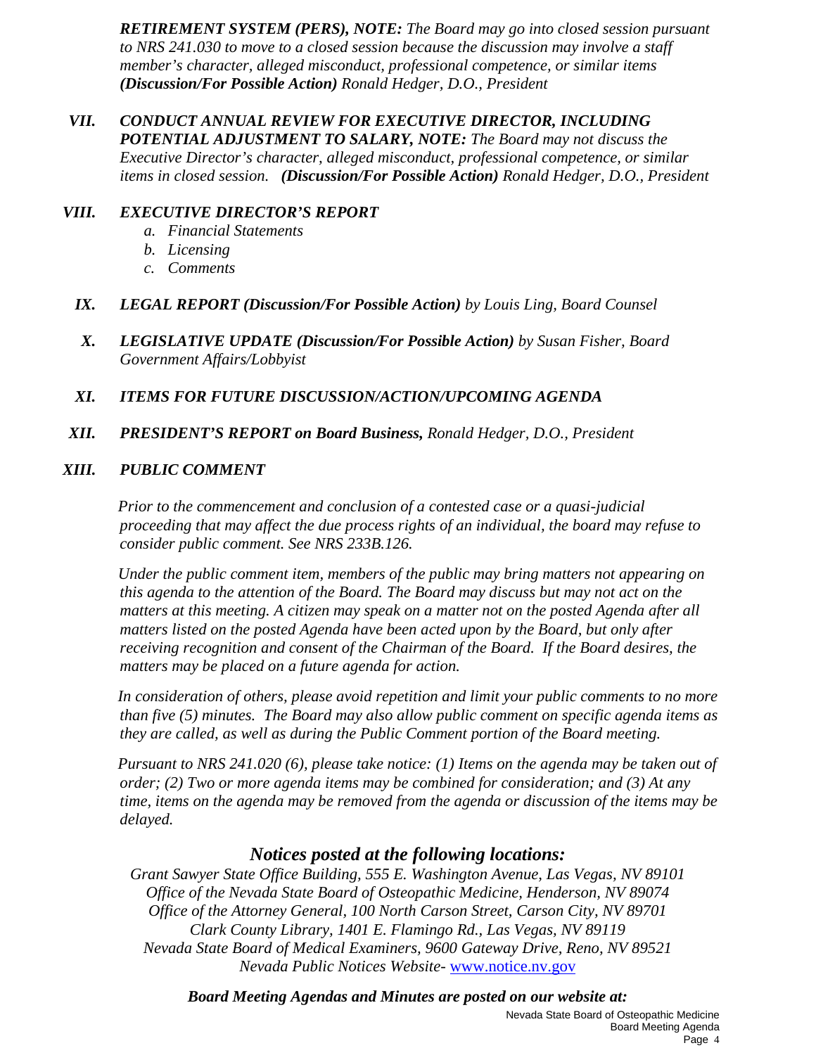***RETIREMENT SYSTEM (PERS), NOTE:*** *The Board may go into closed session pursuant to NRS 241.030 to move to a closed session because the discussion may involve a staff member's character, alleged misconduct, professional competence, or similar items* ***(Discussion/For Possible Action)*** *Ronald Hedger, D.O., President*

**VII.** ***CONDUCT ANNUAL REVIEW FOR EXECUTIVE DIRECTOR, INCLUDING POTENTIAL ADJUSTMENT TO SALARY, NOTE:*** *The Board may not discuss the Executive Director's character, alleged misconduct, professional competence, or similar items in closed session.* ***(Discussion/For Possible Action)*** *Ronald Hedger, D.O., President*

**VIII.** ***EXECUTIVE DIRECTOR'S REPORT***

- a. *Financial Statements*
- b. *Licensing*
- c. *Comments*

**IX.** ***LEGAL REPORT (Discussion/For Possible Action)*** *by Louis Ling, Board Counsel*

**X.** ***LEGISLATIVE UPDATE (Discussion/For Possible Action)*** *by Susan Fisher, Board Government Affairs/Lobbyist*

**XI.** ***ITEMS FOR FUTURE DISCUSSION/ACTION/UPCOMING AGENDA***

**XII.** ***PRESIDENT'S REPORT on Board Business,*** *Ronald Hedger, D.O., President*

**XIII.** ***PUBLIC COMMENT***

*Prior to the commencement and conclusion of a contested case or a quasi-judicial proceeding that may affect the due process rights of an individual, the board may refuse to consider public comment. See NRS 233B.126.*

*Under the public comment item, members of the public may bring matters not appearing on this agenda to the attention of the Board. The Board may discuss but may not act on the matters at this meeting. A citizen may speak on a matter not on the posted Agenda after all matters listed on the posted Agenda have been acted upon by the Board, but only after receiving recognition and consent of the Chairman of the Board. If the Board desires, the matters may be placed on a future agenda for action.*

*In consideration of others, please avoid repetition and limit your public comments to no more than five (5) minutes. The Board may also allow public comment on specific agenda items as they are called, as well as during the Public Comment portion of the Board meeting.*

*Pursuant to NRS 241.020 (6), please take notice: (1) Items on the agenda may be taken out of order; (2) Two or more agenda items may be combined for consideration; and (3) At any time, items on the agenda may be removed from the agenda or discussion of the items may be delayed.*

## *Notices posted at the following locations:*

*Grant Sawyer State Office Building, 555 E. Washington Avenue, Las Vegas, NV 89101*
*Office of the Nevada State Board of Osteopathic Medicine, Henderson, NV 89074*
*Office of the Attorney General, 100 North Carson Street, Carson City, NV 89701*
*Clark County Library, 1401 E. Flamingo Rd., Las Vegas, NV 89119*
*Nevada State Board of Medical Examiners, 9600 Gateway Drive, Reno, NV 89521*
*Nevada Public Notices Website-* [www.notice.nv.gov](http://www.notice.nv.gov)

***Board Meeting Agendas and Minutes are posted on our website at:***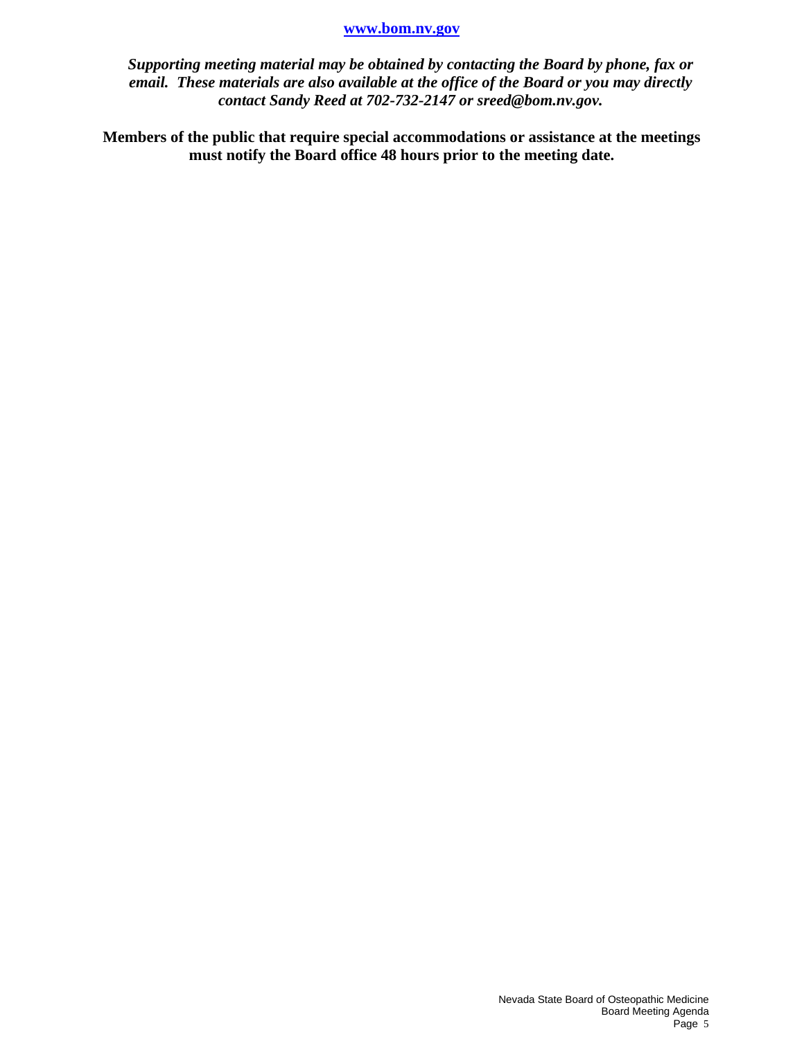**[www.bom.nv.gov](http://www.bom.nv.gov)**

***Supporting meeting material may be obtained by contacting the Board by phone, fax or email. These materials are also available at the office of the Board or you may directly contact Sandy Reed at 702-732-2147 or sreed@bom.nv.gov.***

**Members of the public that require special accommodations or assistance at the meetings must notify the Board office 48 hours prior to the meeting date.**